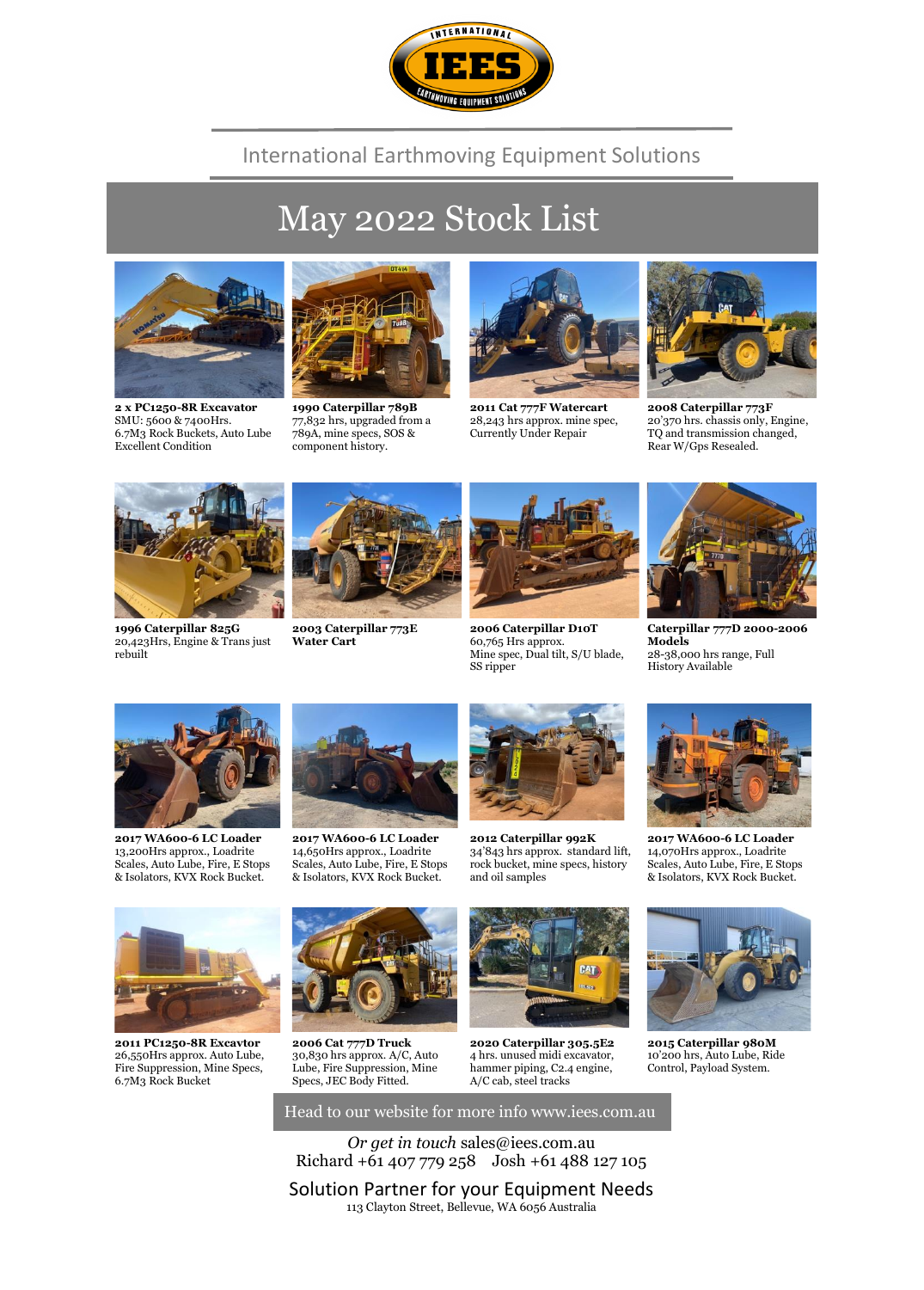International Earthmoving Equipment Solutions

# May 2022 Stock List

**2 x PC1250-8R Excavator**
SMU: 5600 & 7400Hrs.
6.7M3 Rock Buckets, Auto Lube
Excellent Condition

**1990 Caterpillar 789B**
77,832 hrs, upgraded from a 789A, mine specs, SOS & component history.

**2011 Cat 777F Watercart**
28,243 hrs approx. mine spec, Currently Under Repair

**2008 Caterpillar 773F**
20'370 hrs. chassis only, Engine, TQ and transmission changed, Rear W/Gps Resealed.

**1996 Caterpillar 825G**
20,423Hrs, Engine & Trans just rebuilt

**2003 Caterpillar 773E Water Cart**

**2006 Caterpillar D10T**
60,765 Hrs approx.
Mine spec, Dual tilt, S/U blade, SS ripper

**Caterpillar 777D 2000-2006 Models**
28-38,000 hrs range, Full History Available

**2017 WA600-6 LC Loader**
13,200Hrs approx., Loadrite Scales, Auto Lube, Fire, E Stops & Isolators, KVX Rock Bucket.

**2017 WA600-6 LC Loader**
14,650Hrs approx., Loadrite Scales, Auto Lube, Fire, E Stops & Isolators, KVX Rock Bucket.

**2012 Caterpillar 992K**
34'843 hrs approx. standard lift, rock bucket, mine specs, history and oil samples

**2017 WA600-6 LC Loader**
14,070Hrs approx., Loadrite Scales, Auto Lube, Fire, E Stops & Isolators, KVX Rock Bucket.

**2011 PC1250-8R Excavtor**
26,550Hrs approx. Auto Lube, Fire Suppression, Mine Specs, 6.7M3 Rock Bucket

**2006 Cat 777D Truck**
30,830 hrs approx. A/C, Auto Lube, Fire Suppression, Mine Specs, JEC Body Fitted.

**2020 Caterpillar 305.5E2**
4 hrs. unused midi excavator, hammer piping, C2.4 engine, A/C cab, steel tracks

**2015 Caterpillar 980M**
10'200 hrs, Auto Lube, Ride Control, Payload System.

Head to our website for more info www.iees.com.au

*Or get in touch* sales@iees.com.au
Richard +61 407 779 258 Josh +61 488 127 105

Solution Partner for your Equipment Needs
113 Clayton Street, Bellevue, WA 6056 Australia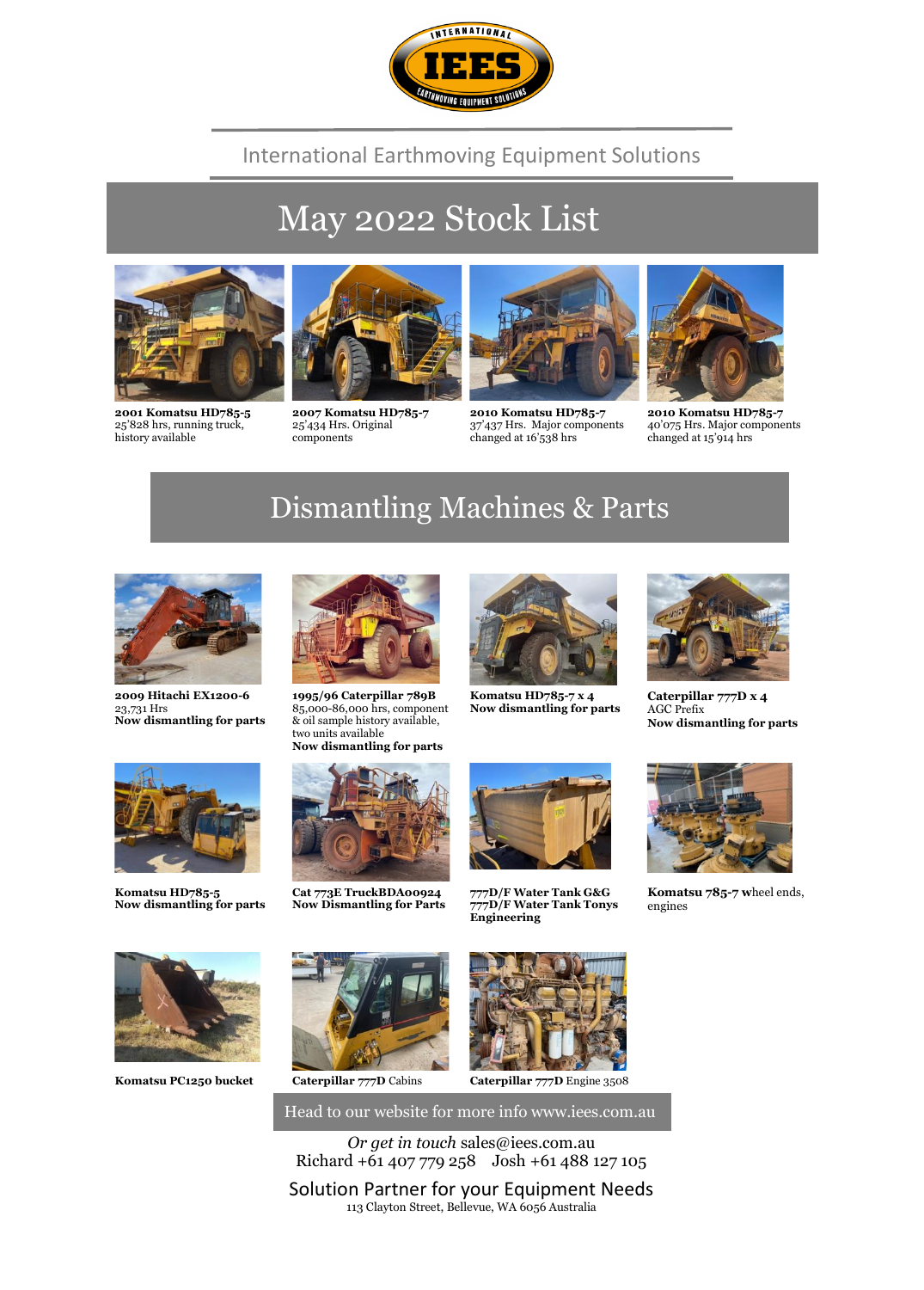INTERNATIONAL

IEES

EARTHMOVING EQUIPMENT SOLUTIONS

International Earthmoving Equipment Solutions

# May 2022 Stock List

**2001 Komatsu HD785-5**
25'828 hrs, running truck, history available

**2007 Komatsu HD785-7**
25'434 Hrs. Original components

**2010 Komatsu HD785-7**
37'437 Hrs. Major components changed at 16'538 hrs

**2010 Komatsu HD785-7**
40'075 Hrs. Major components changed at 15'914 hrs

# Dismantling Machines & Parts

**2009 Hitachi EX1200-6**
23,731 Hrs
**Now dismantling for parts**

**1995/96 Caterpillar 789B**
85,000-86,000 hrs, component & oil sample history available, two units available
**Now dismantling for parts**

**Komatsu HD785-7 x 4**
**Now dismantling for parts**

**Caterpillar 777D x 4**
AGC Prefix
**Now dismantling for parts**

**Komatsu HD785-5**
**Now dismantling for parts**

**Cat 773E TruckBDA00924**
**Now Dismantling for Parts**

**777D/F Water Tank G&G**
**777D/F Water Tank Tonys Engineering**

**Komatsu 785-7 w**heel ends, engines

**Komatsu PC1250 bucket**

**Caterpillar 777D** Cabins

**Caterpillar 777D** Engine 3508

Head to our website for more info www.iees.com.au

*Or get in touch* sales@iees.com.au
Richard +61 407 779 258 Josh +61 488 127 105

Solution Partner for your Equipment Needs
113 Clayton Street, Bellevue, WA 6056 Australia